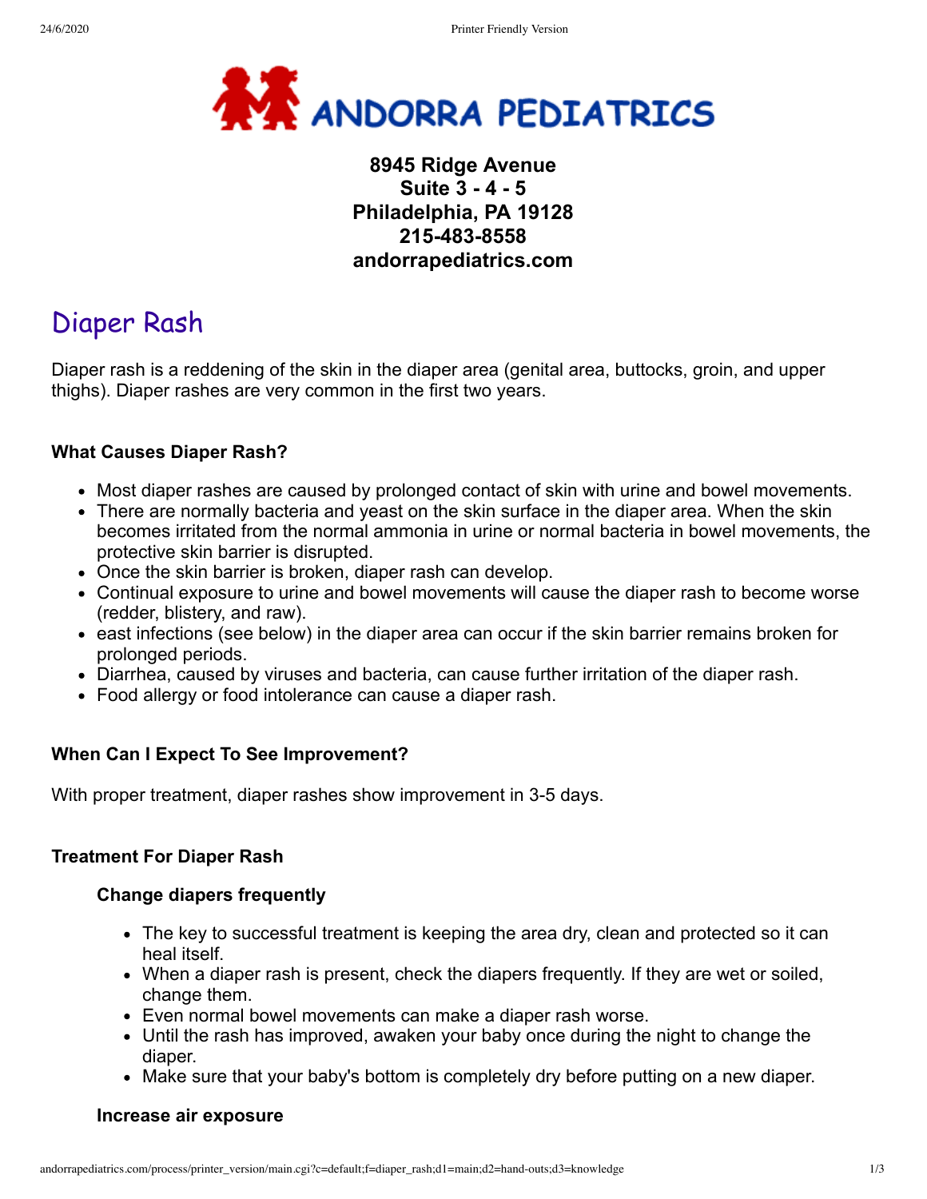# ANDORRA PEDIATRICS

**8945 Ridge Avenue**
**Suite 3 - 4 - 5**
**Philadelphia, PA 19128**
**215-483-8558**
**andorrapediatrics.com**

## Diaper Rash

Diaper rash is a reddening of the skin in the diaper area (genital area, buttocks, groin, and upper thighs). Diaper rashes are very common in the first two years.

### What Causes Diaper Rash?

- Most diaper rashes are caused by prolonged contact of skin with urine and bowel movements.
- There are normally bacteria and yeast on the skin surface in the diaper area. When the skin becomes irritated from the normal ammonia in urine or normal bacteria in bowel movements, the protective skin barrier is disrupted.
- Once the skin barrier is broken, diaper rash can develop.
- Continual exposure to urine and bowel movements will cause the diaper rash to become worse (redder, blistery, and raw).
- east infections (see below) in the diaper area can occur if the skin barrier remains broken for prolonged periods.
- Diarrhea, caused by viruses and bacteria, can cause further irritation of the diaper rash.
- Food allergy or food intolerance can cause a diaper rash.

### When Can I Expect To See Improvement?

With proper treatment, diaper rashes show improvement in 3-5 days.

### Treatment For Diaper Rash

#### Change diapers frequently

- The key to successful treatment is keeping the area dry, clean and protected so it can heal itself.
- When a diaper rash is present, check the diapers frequently. If they are wet or soiled, change them.
- Even normal bowel movements can make a diaper rash worse.
- Until the rash has improved, awaken your baby once during the night to change the diaper.
- Make sure that your baby's bottom is completely dry before putting on a new diaper.

#### Increase air exposure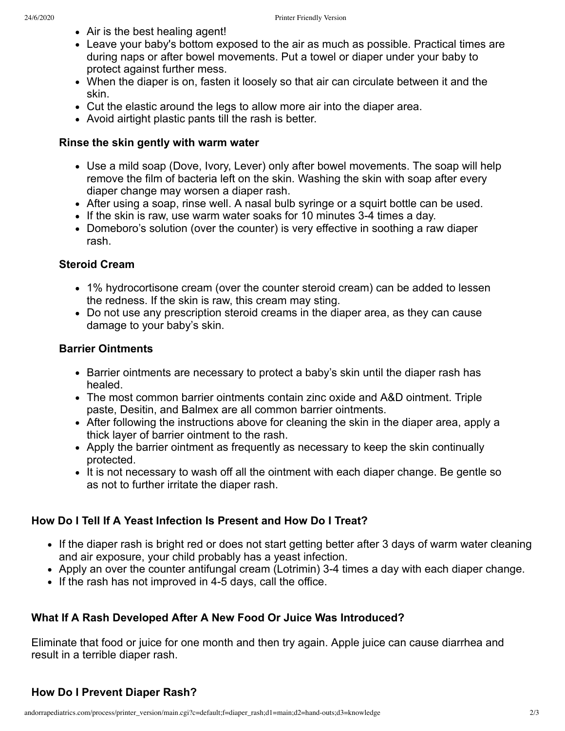- Air is the best healing agent!
- Leave your baby's bottom exposed to the air as much as possible. Practical times are during naps or after bowel movements. Put a towel or diaper under your baby to protect against further mess.
- When the diaper is on, fasten it loosely so that air can circulate between it and the skin.
- Cut the elastic around the legs to allow more air into the diaper area.
- Avoid airtight plastic pants till the rash is better.

### Rinse the skin gently with warm water

- Use a mild soap (Dove, Ivory, Lever) only after bowel movements. The soap will help remove the film of bacteria left on the skin. Washing the skin with soap after every diaper change may worsen a diaper rash.
- After using a soap, rinse well. A nasal bulb syringe or a squirt bottle can be used.
- If the skin is raw, use warm water soaks for 10 minutes 3-4 times a day.
- Domeboro's solution (over the counter) is very effective in soothing a raw diaper rash.

### Steroid Cream

- 1% hydrocortisone cream (over the counter steroid cream) can be added to lessen the redness. If the skin is raw, this cream may sting.
- Do not use any prescription steroid creams in the diaper area, as they can cause damage to your baby's skin.

### Barrier Ointments

- Barrier ointments are necessary to protect a baby's skin until the diaper rash has healed.
- The most common barrier ointments contain zinc oxide and A&D ointment. Triple paste, Desitin, and Balmex are all common barrier ointments.
- After following the instructions above for cleaning the skin in the diaper area, apply a thick layer of barrier ointment to the rash.
- Apply the barrier ointment as frequently as necessary to keep the skin continually protected.
- It is not necessary to wash off all the ointment with each diaper change. Be gentle so as not to further irritate the diaper rash.

## How Do I Tell If A Yeast Infection Is Present and How Do I Treat?

- If the diaper rash is bright red or does not start getting better after 3 days of warm water cleaning and air exposure, your child probably has a yeast infection.
- Apply an over the counter antifungal cream (Lotrimin) 3-4 times a day with each diaper change.
- If the rash has not improved in 4-5 days, call the office.

## What If A Rash Developed After A New Food Or Juice Was Introduced?

Eliminate that food or juice for one month and then try again. Apple juice can cause diarrhea and result in a terrible diaper rash.

## How Do I Prevent Diaper Rash?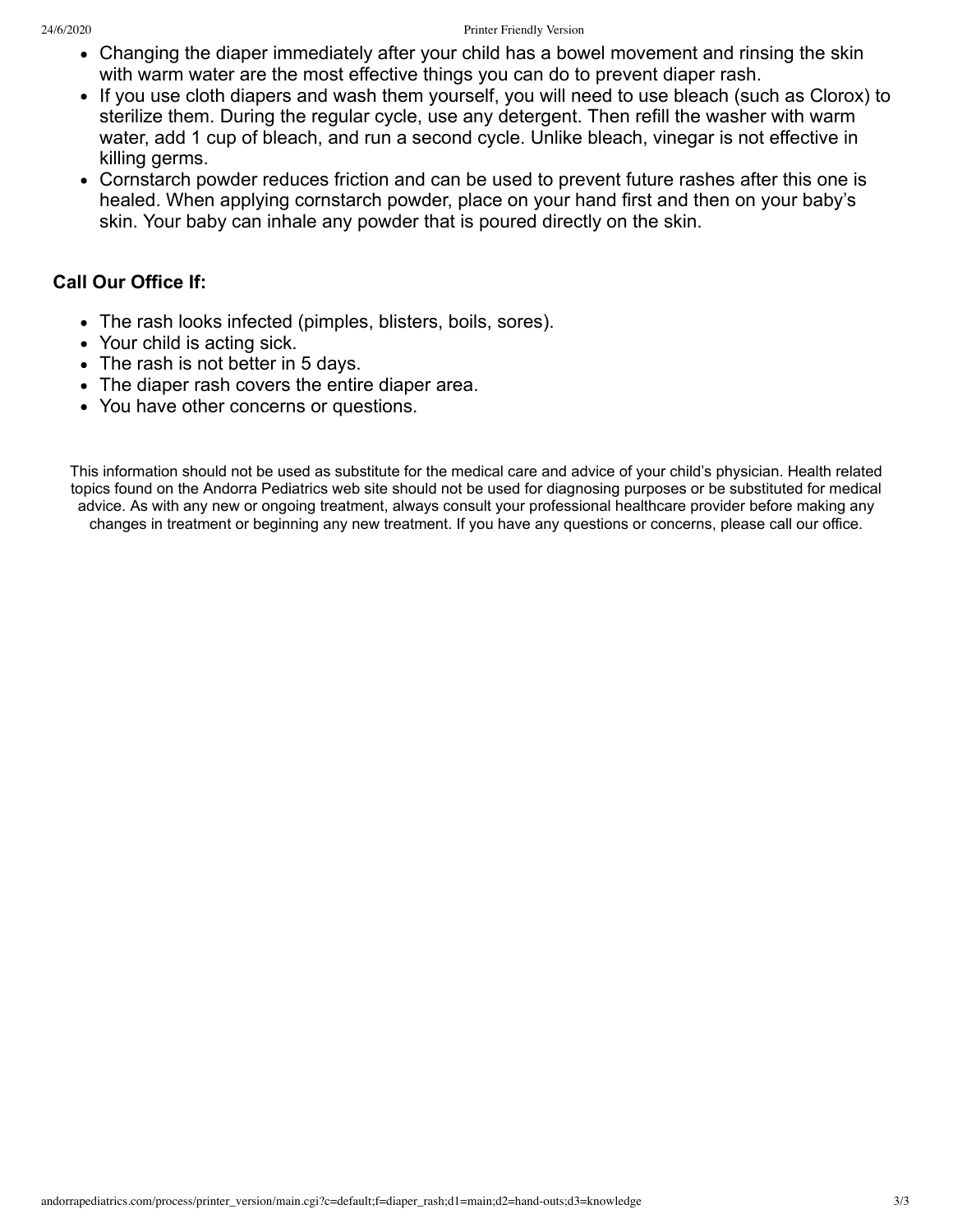- Changing the diaper immediately after your child has a bowel movement and rinsing the skin with warm water are the most effective things you can do to prevent diaper rash.
- If you use cloth diapers and wash them yourself, you will need to use bleach (such as Clorox) to sterilize them. During the regular cycle, use any detergent. Then refill the washer with warm water, add 1 cup of bleach, and run a second cycle. Unlike bleach, vinegar is not effective in killing germs.
- Cornstarch powder reduces friction and can be used to prevent future rashes after this one is healed. When applying cornstarch powder, place on your hand first and then on your baby's skin. Your baby can inhale any powder that is poured directly on the skin.

### Call Our Office If:

- The rash looks infected (pimples, blisters, boils, sores).
- Your child is acting sick.
- The rash is not better in 5 days.
- The diaper rash covers the entire diaper area.
- You have other concerns or questions.

This information should not be used as substitute for the medical care and advice of your child's physician. Health related topics found on the Andorra Pediatrics web site should not be used for diagnosing purposes or be substituted for medical advice. As with any new or ongoing treatment, always consult your professional healthcare provider before making any changes in treatment or beginning any new treatment. If you have any questions or concerns, please call our office.